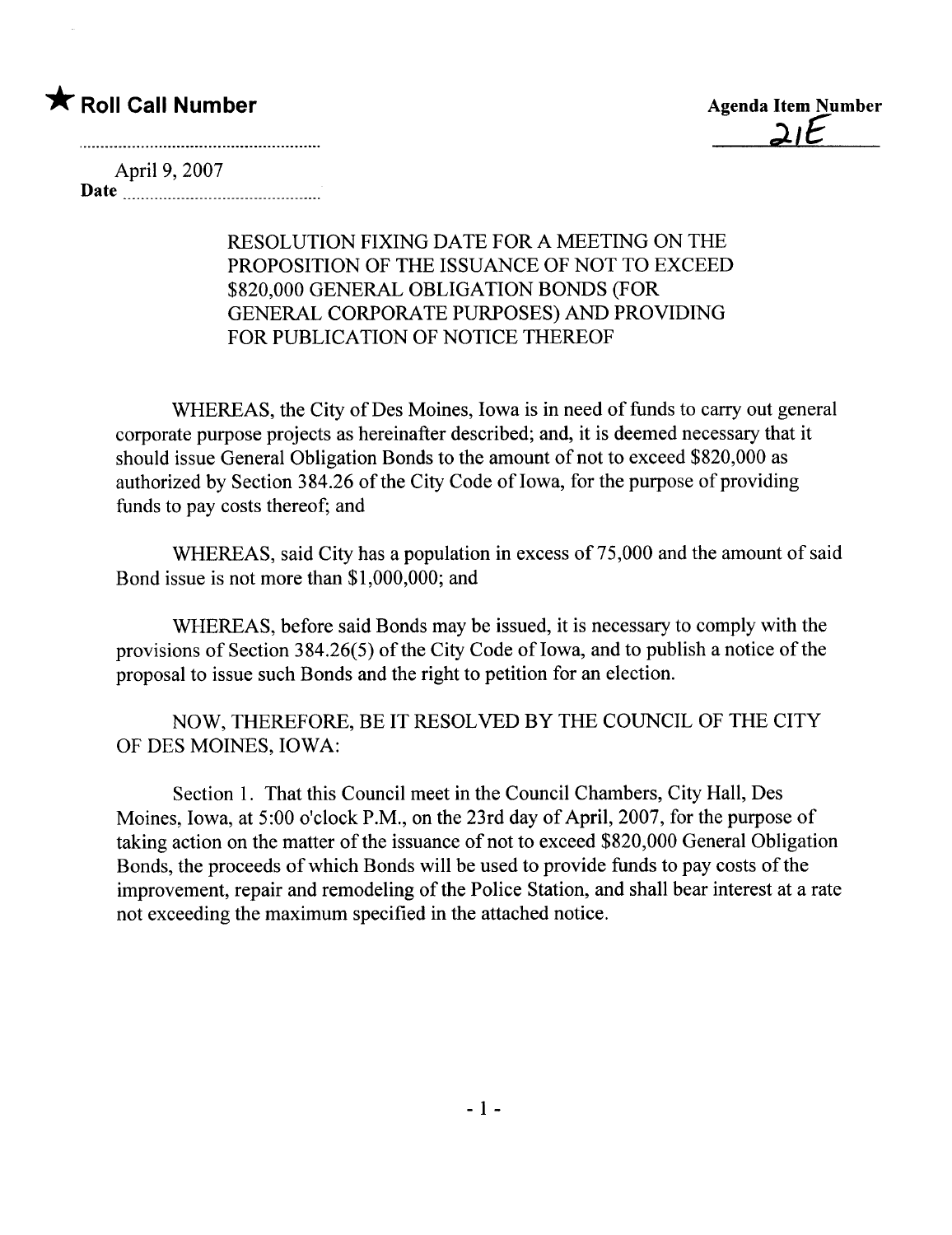★ **Roll Call Number**

**Agenda Item Number**
21E

April 9, 2007
**Date**

RESOLUTION FIXING DATE FOR A MEETING ON THE PROPOSITION OF THE ISSUANCE OF NOT TO EXCEED $820,000 GENERAL OBLIGATION BONDS (FOR GENERAL CORPORATE PURPOSES) AND PROVIDING FOR PUBLICATION OF NOTICE THEREOF

WHEREAS, the City of Des Moines, Iowa is in need of funds to carry out general corporate purpose projects as hereinafter described; and, it is deemed necessary that it should issue General Obligation Bonds to the amount of not to exceed $820,000 as authorized by Section 384.26 of the City Code of Iowa, for the purpose of providing funds to pay costs thereof; and

WHEREAS, said City has a population in excess of 75,000 and the amount of said Bond issue is not more than $1,000,000; and

WHEREAS, before said Bonds may be issued, it is necessary to comply with the provisions of Section 384.26(5) of the City Code of Iowa, and to publish a notice of the proposal to issue such Bonds and the right to petition for an election.

NOW, THEREFORE, BE IT RESOLVED BY THE COUNCIL OF THE CITY OF DES MOINES, IOWA:

Section 1. That this Council meet in the Council Chambers, City Hall, Des Moines, Iowa, at 5:00 o'clock P.M., on the 23rd day of April, 2007, for the purpose of taking action on the matter of the issuance of not to exceed $820,000 General Obligation Bonds, the proceeds of which Bonds will be used to provide funds to pay costs of the improvement, repair and remodeling of the Police Station, and shall bear interest at a rate not exceeding the maximum specified in the attached notice.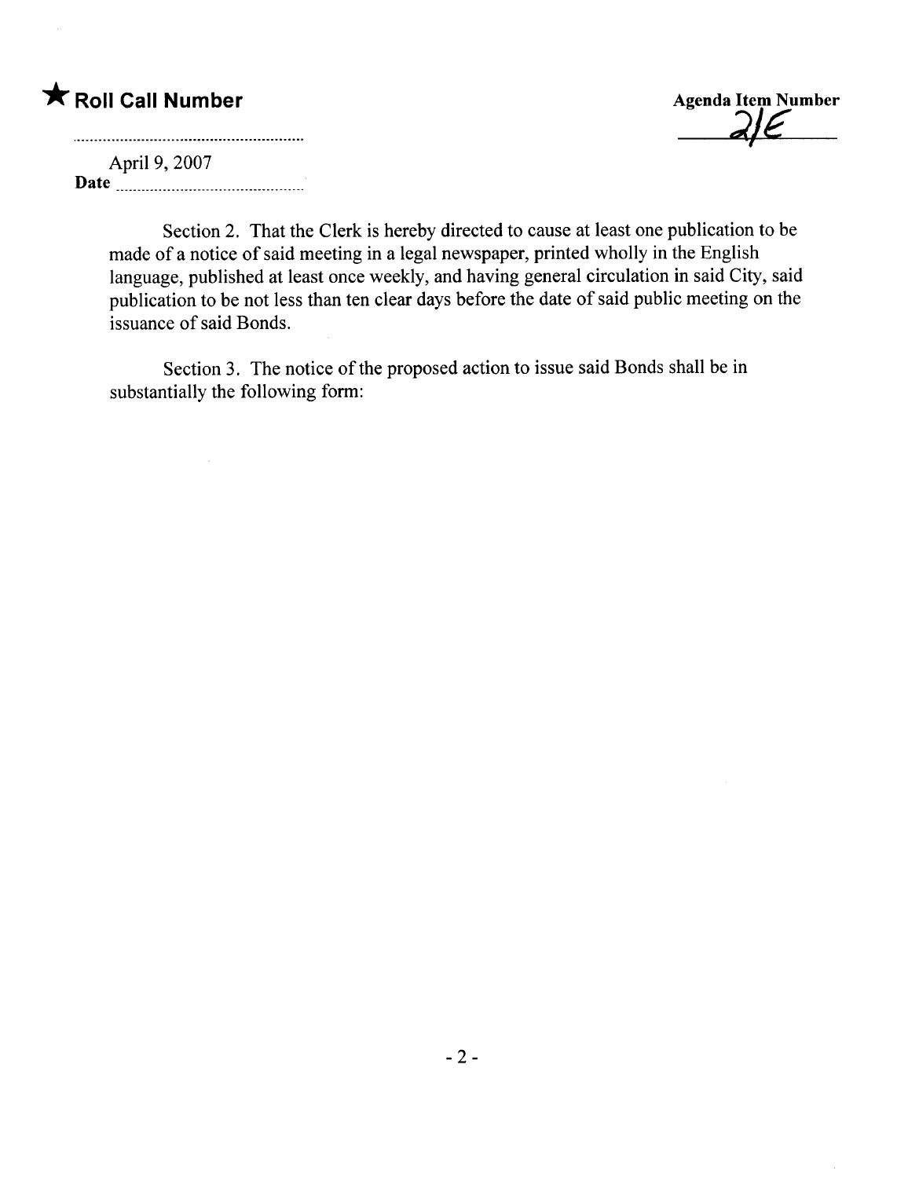★ **Roll Call Number**

**Agenda Item Number**
21E

April 9, 2007
**Date** ..........................................

Section 2. That the Clerk is hereby directed to cause at least one publication to be made of a notice of said meeting in a legal newspaper, printed wholly in the English language, published at least once weekly, and having general circulation in said City, said publication to be not less than ten clear days before the date of said public meeting on the issuance of said Bonds.

Section 3. The notice of the proposed action to issue said Bonds shall be in substantially the following form: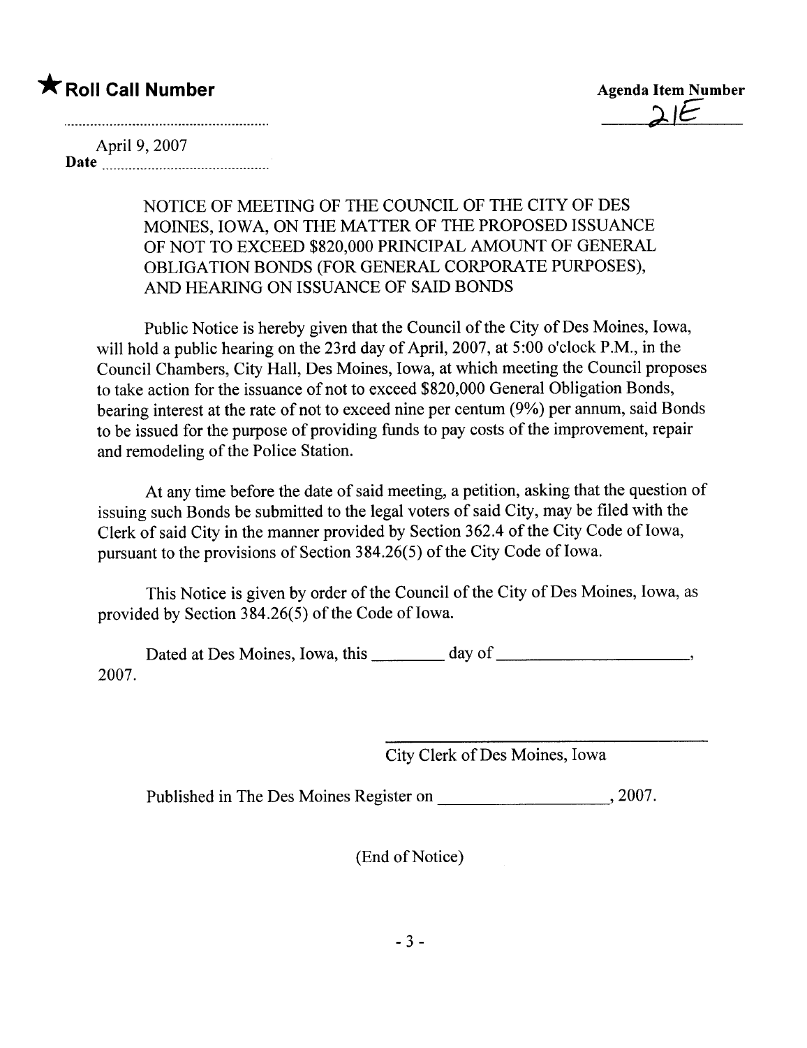★ **Roll Call Number**

**Agenda Item Number**
21E

April 9, 2007
**Date** ..........................................

NOTICE OF MEETING OF THE COUNCIL OF THE CITY OF DES MOINES, IOWA, ON THE MATTER OF THE PROPOSED ISSUANCE OF NOT TO EXCEED $820,000 PRINCIPAL AMOUNT OF GENERAL OBLIGATION BONDS (FOR GENERAL CORPORATE PURPOSES), AND HEARING ON ISSUANCE OF SAID BONDS

Public Notice is hereby given that the Council of the City of Des Moines, Iowa, will hold a public hearing on the 23rd day of April, 2007, at 5:00 o'clock P.M., in the Council Chambers, City Hall, Des Moines, Iowa, at which meeting the Council proposes to take action for the issuance of not to exceed $820,000 General Obligation Bonds, bearing interest at the rate of not to exceed nine per centum (9%) per annum, said Bonds to be issued for the purpose of providing funds to pay costs of the improvement, repair and remodeling of the Police Station.

At any time before the date of said meeting, a petition, asking that the question of issuing such Bonds be submitted to the legal voters of said City, may be filed with the Clerk of said City in the manner provided by Section 362.4 of the City Code of Iowa, pursuant to the provisions of Section 384.26(5) of the City Code of Iowa.

This Notice is given by order of the Council of the City of Des Moines, Iowa, as provided by Section 384.26(5) of the Code of Iowa.

Dated at Des Moines, Iowa, this ________ day of ____________________, 2007.

_______________________________
City Clerk of Des Moines, Iowa

Published in The Des Moines Register on ________________, 2007.

(End of Notice)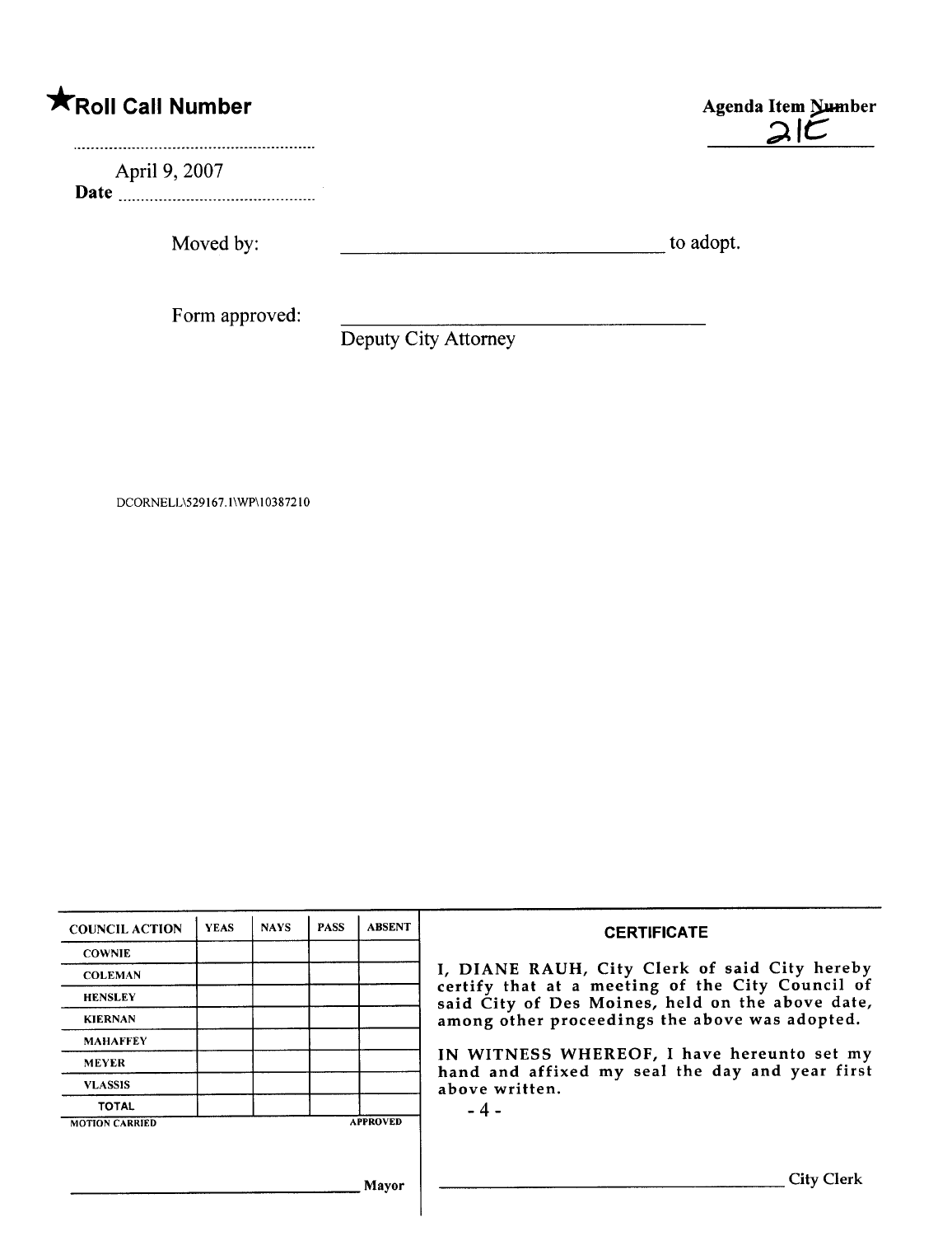**★Roll Call Number**

**Agenda Item Number**
21C

April 9, 2007
**Date** ..............................................

Moved by: ______________________________ to adopt.

Form approved: ______________________________
Deputy City Attorney

DCORNELL\529167.1\WP\10387210

| COUNCIL ACTION | YEAS | NAYS | PASS | ABSENT |
|---|---|---|---|---|
| COWNIE | | | | |
| COLEMAN | | | | |
| HENSLEY | | | | |
| KIERNAN | | | | |
| MAHAFFEY | | | | |
| MEYER | | | | |
| VLASSIS | | | | |
| TOTAL | | | | |
| MOTION CARRIED | | | | APPROVED |

______________________________ Mayor

**CERTIFICATE**

I, DIANE RAUH, City Clerk of said City hereby certify that at a meeting of the City Council of said City of Des Moines, held on the above date, among other proceedings the above was adopted.

IN WITNESS WHEREOF, I have hereunto set my hand and affixed my seal the day and year first above written.

______________________________ City Clerk